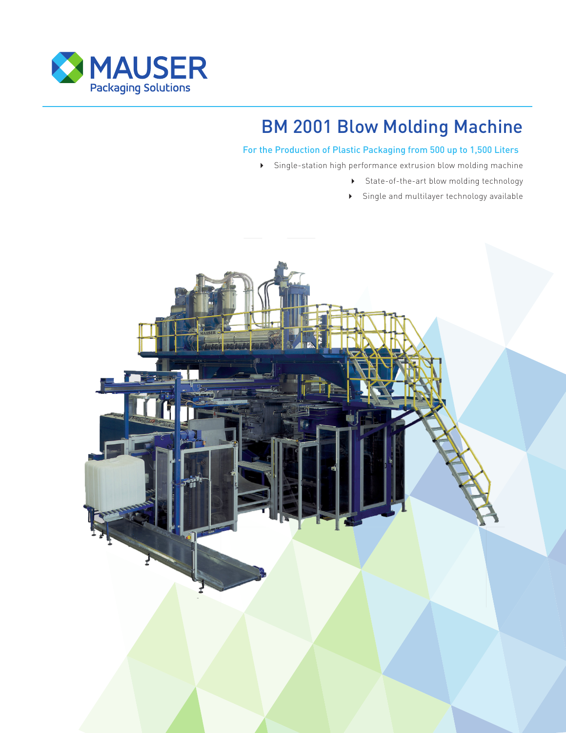MAUSER
Packaging Solutions

# BM 2001 Blow Molding Machine

## For the Production of Plastic Packaging from 500 up to 1,500 Liters

- Single-station high performance extrusion blow molding machine
- State-of-the-art blow molding technology
- Single and multilayer technology available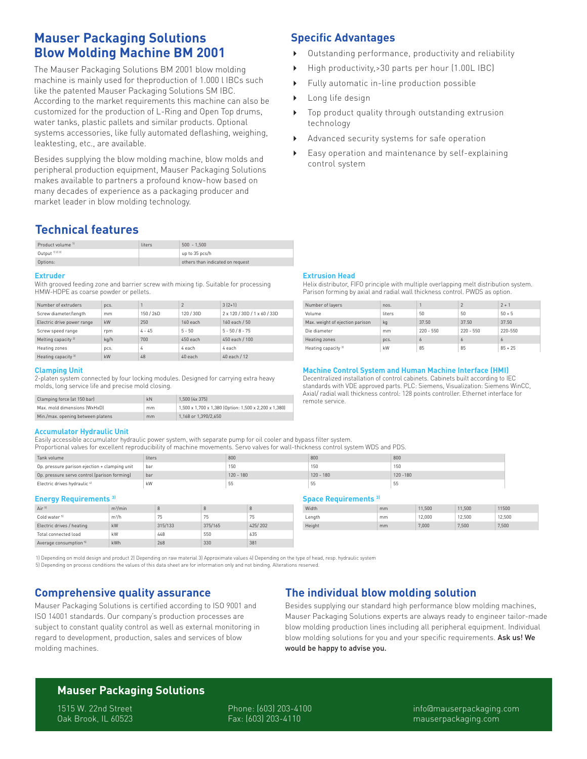# Mauser Packaging Solutions Blow Molding Machine BM 2001

The Mauser Packaging Solutions BM 2001 blow molding machine is mainly used for theproduction of 1.000 l IBCs such like the patented Mauser Packaging Solutions SM IBC. According to the market requirements this machine can also be customized for the production of L-Ring and Open Top drums, water tanks, plastic pallets and similar products. Optional systems accessories, like fully automated deflashing, weighing, leaktesting, etc., are available.

Besides supplying the blow molding machine, blow molds and peripheral production equipment, Mauser Packaging Solutions makes available to partners a profound know-how based on many decades of experience as a packaging producer and market leader in blow molding technology.

## Specific Advantages

- Outstanding performance, productivity and reliability
- High productivity,>30 parts per hour (1.00L IBC)
- Fully automatic in-line production possible
- Long life design
- Top product quality through outstanding extrusion technology
- Advanced security systems for safe operation
- Easy operation and maintenance by self-explaining control system

## Technical features

| | | |
|---|---|---|
| Product volume [1] | liters | 500 - 1,500 |
| Output [1) 2) 3)] | | up to 35 pcs/h |
| Options: | | others than indicated on request |

### Extruder

With grooved feeding zone and barrier screw with mixing tip. Suitable for processing HMW-HDPE as coarse powder or pellets.

| | | | | |
|---|---|---|---|---|
| Number of extruders | pcs. | 1 | 2 | 3 (2+1) |
| Screw diameter/length | mm | 150 / 26D | 120 / 30D | 2 x 120 / 30D / 1 x 60 / 33D |
| Electric drive power range | kW | 250 | 160 each | 160 each / 50 |
| Screw speed range | rpm | 4 - 45 | 5 - 50 | 5 - 50 / 8 - 75 |
| Melting capacity [2] | kg/h | 700 | 450 each | 450 each / 100 |
| Heating zones | pcs. | 4 | 4 each | 4 each |
| Heating capacity [3] | kW | 48 | 40 each | 40 each / 12 |

### Extrusion Head

Helix distributor, FIFO principle with multiple overlapping melt distribution system. Parison forming by axial and radial wall thickness control. PWDS as option.

| | | | | |
|---|---|---|---|---|
| Number of layers | nos. | 1 | 2 | 2 + 1 |
| Volume | liters | 50 | 50 | 50 + 5 |
| Max. weight of ejection parison | kg | 37.50 | 37.50 | 37.50 |
| Die diameter | mm | 220 - 550 | 220 - 550 | 220-550 |
| Heating zones | pcs. | 6 | 6 | 6 |
| Heating capacity [3] | kW | 85 | 85 | 85 + 25 |

### Clamping Unit

2-platen system connected by four locking modules. Designed for carrying extra heavy molds, long service life and precise mold closing.

| | | |
|---|---|---|
| Clamping force (at 150 bar) | kN | 1,500 (4x 375) |
| Max. mold dimensions (WxHxD) | mm | 1,500 x 1,700 x 1,380 (Option: 1,500 x 2,200 x 1,380) |
| Min./max. opening between platens | mm | 1,168 or 1,390/2,650 |

### Machine Control System and Human Machine Interface (HMI)

Decentralized installation of control cabinets. Cabinets built according to IEC standards with VDE approved parts. PLC: Siemens, Visualization: Siemens WinCC, Axial/ radial wall thickness control: 128 points controller. Ethernet interface for remote service.

### Accumulator Hydraulic Unit

Easily accessible accumulator hydraulic power system, with separate pump for oil cooler and bypass filter system.
Proportional valves for excellent reproducibility of machine movements. Servo valves for wall-thickness control system WDS and PDS.

| | | | | |
|---|---|---|---|---|
| Tank volume | liters | 800 | 800 | 800 |
| Op. pressure parison ejection + clamping unit | bar | 150 | 150 | 150 |
| Op. pressure servo control (parison forming) | bar | 120 - 180 | 120 - 180 | 120 -180 |
| Electric drives hydraulic [4] | kW | 55 | 55 | 55 |

### Energy Requirements [3]

| | | | | |
|---|---|---|---|---|
| Air [5] | m³/min | 8 | 8 | 8 |
| Cold water [5] | m³/h | 75 | 75 | 75 |
| Electric drives / heating | kW | 315/133 | 375/165 | 425/ 202 |
| Total connected load | kW | 448 | 550 | 635 |
| Average consumption [5] | kWh | 268 | 330 | 381 |

### Space Requirements [3]

| | | | | |
|---|---|---|---|---|
| Width | mm | 11,500 | 11,500 | 11500 |
| Length | mm | 12,000 | 12,500 | 12,500 |
| Height | mm | 7,000 | 7,500 | 7,500 |

1) Depending on mold design and product 2) Depending on raw material 3) Approximate values 4) Depending on the type of head, resp. hydraulic system
5) Depending on process conditions the values of this data sheet are for information only and not binding. Alterations reserved.

## Comprehensive quality assurance

Mauser Packaging Solutions is certified according to ISO 9001 and ISO 14001 standards. Our company's production processes are subject to constant quality control as well as external monitoring in regard to development, production, sales and services of blow molding machines.

## The individual blow molding solution

Besides supplying our standard high performance blow molding machines, Mauser Packaging Solutions experts are always ready to engineer tailor-made blow molding production lines including all peripheral equipment. Individual blow molding solutions for you and your specific requirements. **Ask us! We would be happy to advise you.**

## Mauser Packaging Solutions

1515 W. 22nd Street
Oak Brook, IL 60523

Phone: (603) 203-4100
Fax: (603) 203-4110

info@mauserpackaging.com
mauserpackaging.com